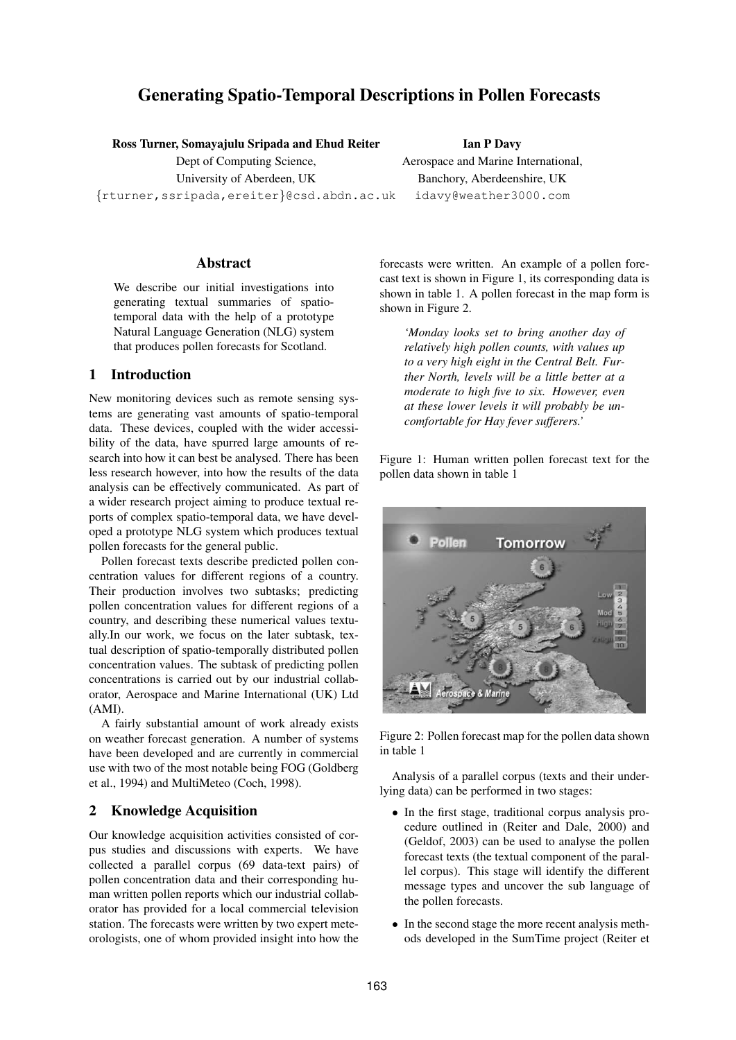# Generating Spatio-Temporal Descriptions in Pollen Forecasts

**Ross Turner, Somayajulu Sripada and Ehud Reiter**
Dept of Computing Science,
University of Aberdeen, UK
{rturner,ssripada,ereiter}@csd.abdn.ac.uk

**Ian P Davy**
Aerospace and Marine International,
Banchory, Aberdeenshire, UK
idavy@weather3000.com

## Abstract

We describe our initial investigations into generating textual summaries of spatio-temporal data with the help of a prototype Natural Language Generation (NLG) system that produces pollen forecasts for Scotland.

## 1 Introduction

New monitoring devices such as remote sensing systems are generating vast amounts of spatio-temporal data. These devices, coupled with the wider accessibility of the data, have spurred large amounts of research into how it can best be analysed. There has been less research however, into how the results of the data analysis can be effectively communicated. As part of a wider research project aiming to produce textual reports of complex spatio-temporal data, we have developed a prototype NLG system which produces textual pollen forecasts for the general public.

Pollen forecast texts describe predicted pollen concentration values for different regions of a country. Their production involves two subtasks; predicting pollen concentration values for different regions of a country, and describing these numerical values textually.In our work, we focus on the later subtask, textual description of spatio-temporally distributed pollen concentration values. The subtask of predicting pollen concentrations is carried out by our industrial collaborator, Aerospace and Marine International (UK) Ltd (AMI).

A fairly substantial amount of work already exists on weather forecast generation. A number of systems have been developed and are currently in commercial use with two of the most notable being FOG (Goldberg et al., 1994) and MultiMeteo (Coch, 1998).

## 2 Knowledge Acquisition

Our knowledge acquisition activities consisted of corpus studies and discussions with experts. We have collected a parallel corpus (69 data-text pairs) of pollen concentration data and their corresponding human written pollen reports which our industrial collaborator has provided for a local commercial television station. The forecasts were written by two expert meteorologists, one of whom provided insight into how the forecasts were written. An example of a pollen forecast text is shown in Figure 1, its corresponding data is shown in table 1. A pollen forecast in the map form is shown in Figure 2.

> *'Monday looks set to bring another day of relatively high pollen counts, with values up to a very high eight in the Central Belt. Further North, levels will be a little better at a moderate to high five to six. However, even at these lower levels it will probably be uncomfortable for Hay fever sufferers.'*

Figure 1: Human written pollen forecast text for the pollen data shown in table 1

Figure 2: Pollen forecast map for the pollen data shown in table 1

Analysis of a parallel corpus (texts and their underlying data) can be performed in two stages:

- In the first stage, traditional corpus analysis procedure outlined in (Reiter and Dale, 2000) and (Geldof, 2003) can be used to analyse the pollen forecast texts (the textual component of the parallel corpus). This stage will identify the different message types and uncover the sub language of the pollen forecasts.
- In the second stage the more recent analysis methods developed in the SumTime project (Reiter et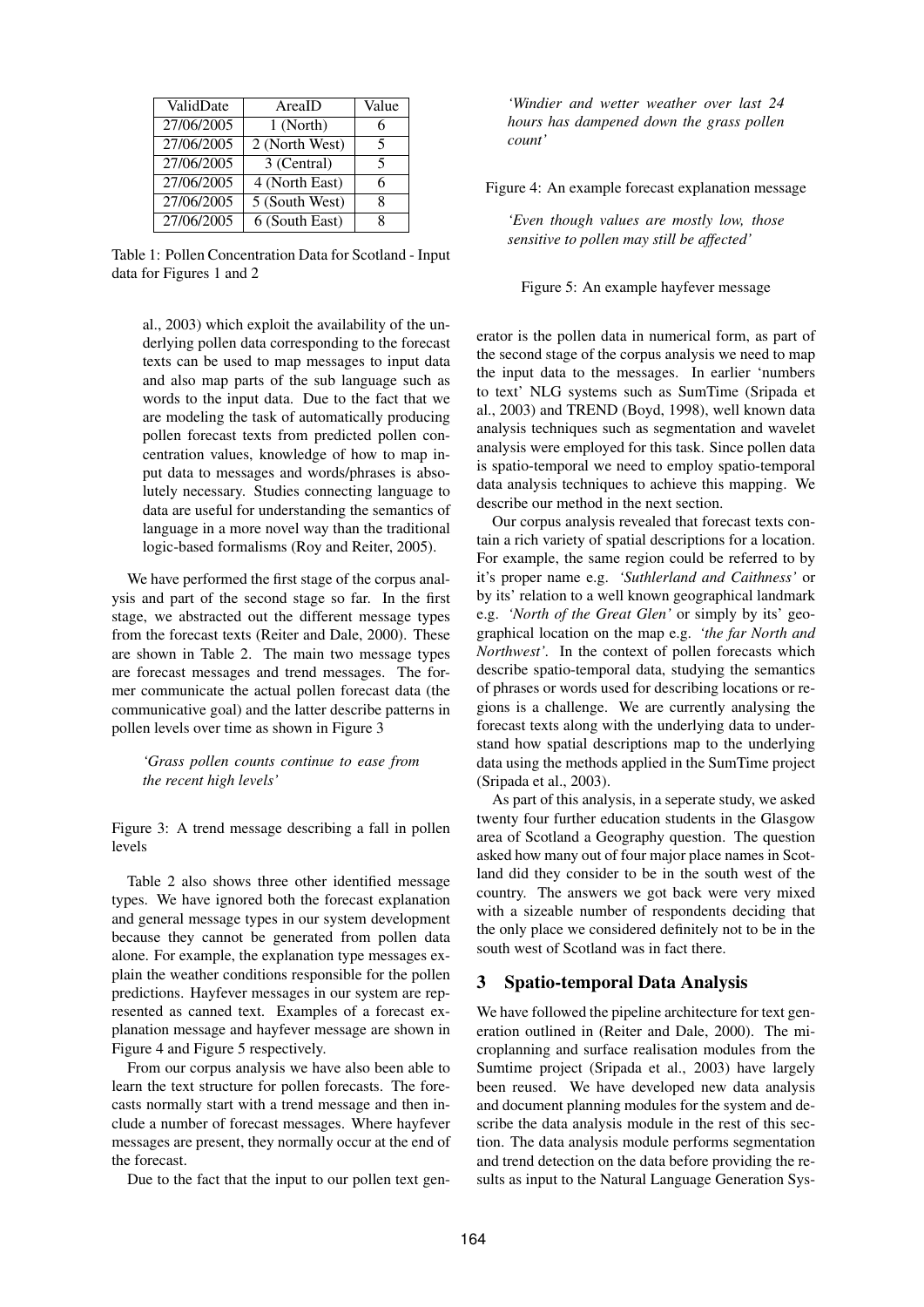| ValidDate | AreaID | Value |
|---|---|---|
| 27/06/2005 | 1 (North) | 6 |
| 27/06/2005 | 2 (North West) | 5 |
| 27/06/2005 | 3 (Central) | 5 |
| 27/06/2005 | 4 (North East) | 6 |
| 27/06/2005 | 5 (South West) | 8 |
| 27/06/2005 | 6 (South East) | 8 |

Table 1: Pollen Concentration Data for Scotland - Input data for Figures 1 and 2

al., 2003) which exploit the availability of the underlying pollen data corresponding to the forecast texts can be used to map messages to input data and also map parts of the sub language such as words to the input data. Due to the fact that we are modeling the task of automatically producing pollen forecast texts from predicted pollen concentration values, knowledge of how to map input data to messages and words/phrases is absolutely necessary. Studies connecting language to data are useful for understanding the semantics of language in a more novel way than the traditional logic-based formalisms (Roy and Reiter, 2005).

We have performed the first stage of the corpus analysis and part of the second stage so far. In the first stage, we abstracted out the different message types from the forecast texts (Reiter and Dale, 2000). These are shown in Table 2. The main two message types are forecast messages and trend messages. The former communicate the actual pollen forecast data (the communicative goal) and the latter describe patterns in pollen levels over time as shown in Figure 3

> *'Grass pollen counts continue to ease from the recent high levels'*

Figure 3: A trend message describing a fall in pollen levels

Table 2 also shows three other identified message types. We have ignored both the forecast explanation and general message types in our system development because they cannot be generated from pollen data alone. For example, the explanation type messages explain the weather conditions responsible for the pollen predictions. Hayfever messages in our system are represented as canned text. Examples of a forecast explanation message and hayfever message are shown in Figure 4 and Figure 5 respectively.

From our corpus analysis we have also been able to learn the text structure for pollen forecasts. The forecasts normally start with a trend message and then include a number of forecast messages. Where hayfever messages are present, they normally occur at the end of the forecast.

Due to the fact that the input to our pollen text generator is the pollen data in numerical form, as part of the second stage of the corpus analysis we need to map the input data to the messages. In earlier 'numbers to text' NLG systems such as SumTime (Sripada et al., 2003) and TREND (Boyd, 1998), well known data analysis techniques such as segmentation and wavelet analysis were employed for this task. Since pollen data is spatio-temporal we need to employ spatio-temporal data analysis techniques to achieve this mapping. We describe our method in the next section.

> *'Windier and wetter weather over last 24 hours has dampened down the grass pollen count'*

Figure 4: An example forecast explanation message

> *'Even though values are mostly low, those sensitive to pollen may still be affected'*

Figure 5: An example hayfever message

Our corpus analysis revealed that forecast texts contain a rich variety of spatial descriptions for a location. For example, the same region could be referred to by it's proper name e.g. *'Suthlerland and Caithness'* or by its' relation to a well known geographical landmark e.g. *'North of the Great Glen'* or simply by its' geographical location on the map e.g. *'the far North and Northwest'*. In the context of pollen forecasts which describe spatio-temporal data, studying the semantics of phrases or words used for describing locations or regions is a challenge. We are currently analysing the forecast texts along with the underlying data to understand how spatial descriptions map to the underlying data using the methods applied in the SumTime project (Sripada et al., 2003).

As part of this analysis, in a seperate study, we asked twenty four further education students in the Glasgow area of Scotland a Geography question. The question asked how many out of four major place names in Scotland did they consider to be in the south west of the country. The answers we got back were very mixed with a sizeable number of respondents deciding that the only place we considered definitely not to be in the south west of Scotland was in fact there.

## 3 Spatio-temporal Data Analysis

We have followed the pipeline architecture for text generation outlined in (Reiter and Dale, 2000). The microplanning and surface realisation modules from the Sumtime project (Sripada et al., 2003) have largely been reused. We have developed new data analysis and document planning modules for the system and describe the data analysis module in the rest of this section. The data analysis module performs segmentation and trend detection on the data before providing the results as input to the Natural Language Generation Sys-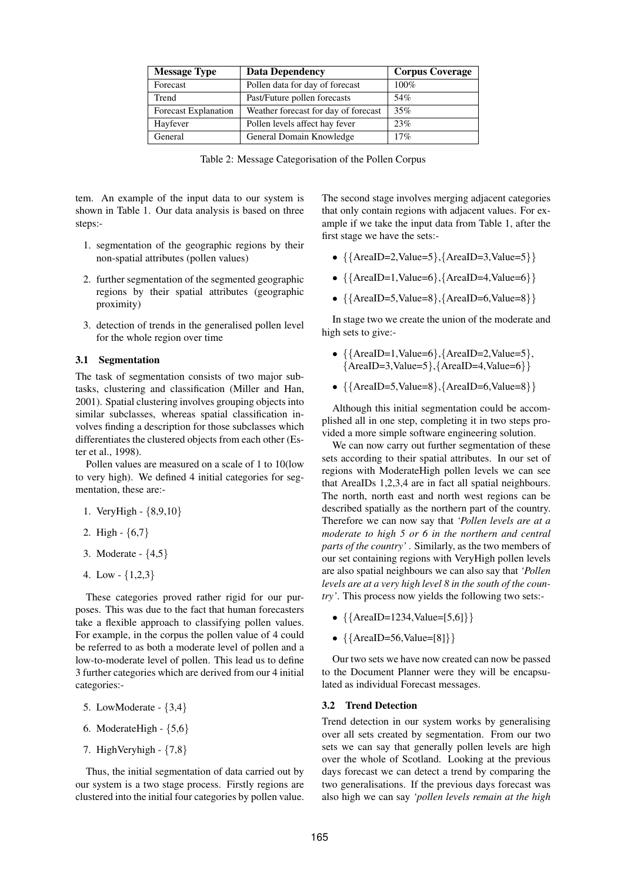| Message Type | Data Dependency | Corpus Coverage |
|---|---|---|
| Forecast | Pollen data for day of forecast | 100% |
| Trend | Past/Future pollen forecasts | 54% |
| Forecast Explanation | Weather forecast for day of forecast | 35% |
| Hayfever | Pollen levels affect hay fever | 23% |
| General | General Domain Knowledge | 17% |

Table 2: Message Categorisation of the Pollen Corpus

tem. An example of the input data to our system is shown in Table 1. Our data analysis is based on three steps:-

1. segmentation of the geographic regions by their non-spatial attributes (pollen values)
2. further segmentation of the segmented geographic regions by their spatial attributes (geographic proximity)
3. detection of trends in the generalised pollen level for the whole region over time

### 3.1 Segmentation

The task of segmentation consists of two major subtasks, clustering and classification (Miller and Han, 2001). Spatial clustering involves grouping objects into similar subclasses, whereas spatial classification involves finding a description for those subclasses which differentiates the clustered objects from each other (Ester et al., 1998).

Pollen values are measured on a scale of 1 to 10(low to very high). We defined 4 initial categories for segmentation, these are:-

1. VeryHigh - {8,9,10}
2. High - {6,7}
3. Moderate - {4,5}
4. Low - {1,2,3}

These categories proved rather rigid for our purposes. This was due to the fact that human forecasters take a flexible approach to classifying pollen values. For example, in the corpus the pollen value of 4 could be referred to as both a moderate level of pollen and a low-to-moderate level of pollen. This lead us to define 3 further categories which are derived from our 4 initial categories:-

5. LowModerate - {3,4}
6. ModerateHigh - {5,6}
7. HighVeryhigh - {7,8}

Thus, the initial segmentation of data carried out by our system is a two stage process. Firstly regions are clustered into the initial four categories by pollen value.

The second stage involves merging adjacent categories that only contain regions with adjacent values. For example if we take the input data from Table 1, after the first stage we have the sets:-

- {{AreaID=2,Value=5},{AreaID=3,Value=5}}
- {{AreaID=1,Value=6},{AreaID=4,Value=6}}
- {{AreaID=5,Value=8},{AreaID=6,Value=8}}

In stage two we create the union of the moderate and high sets to give:-

- {{AreaID=1,Value=6},{AreaID=2,Value=5}, {AreaID=3,Value=5},{AreaID=4,Value=6}}
- {{AreaID=5,Value=8},{AreaID=6,Value=8}}

Although this initial segmentation could be accomplished all in one step, completing it in two steps provided a more simple software engineering solution.

We can now carry out further segmentation of these sets according to their spatial attributes. In our set of regions with ModerateHigh pollen levels we can see that AreaIDs 1,2,3,4 are in fact all spatial neighbours. The north, north east and north west regions can be described spatially as the northern part of the country. Therefore we can now say that *'Pollen levels are at a moderate to high 5 or 6 in the northern and central parts of the country'*. Similarly, as the two members of our set containing regions with VeryHigh pollen levels are also spatial neighbours we can also say that *'Pollen levels are at a very high level 8 in the south of the country'*. This process now yields the following two sets:-

- {{AreaID=1234,Value=[5,6]}}
- {{AreaID=56,Value=[8]}}

Our two sets we have now created can now be passed to the Document Planner were they will be encapsulated as individual Forecast messages.

### 3.2 Trend Detection

Trend detection in our system works by generalising over all sets created by segmentation. From our two sets we can say that generally pollen levels are high over the whole of Scotland. Looking at the previous days forecast we can detect a trend by comparing the two generalisations. If the previous days forecast was also high we can say *'pollen levels remain at the high*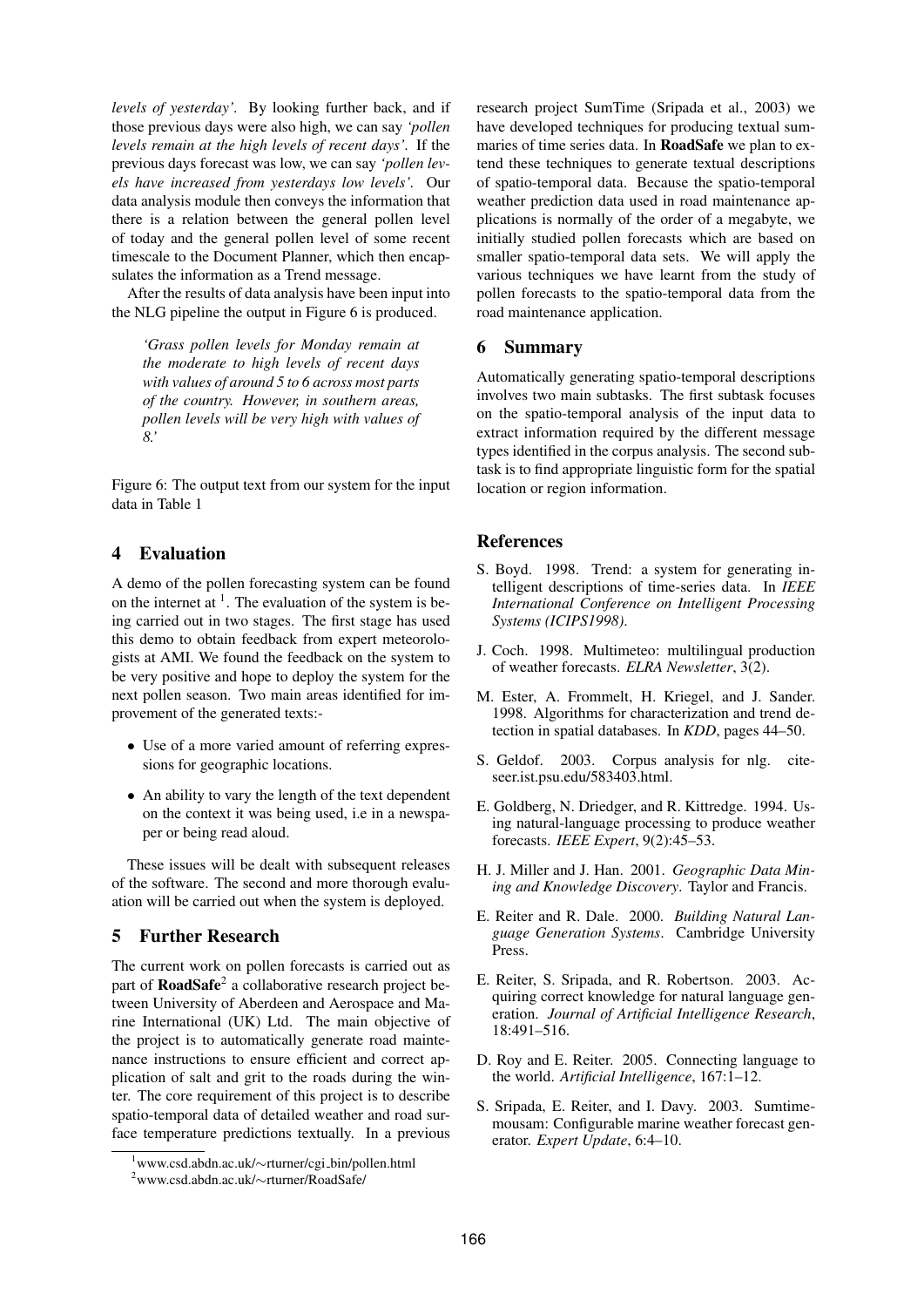*levels of yesterday'*. By looking further back, and if those previous days were also high, we can say *'pollen levels remain at the high levels of recent days'*. If the previous days forecast was low, we can say *'pollen levels have increased from yesterdays low levels'*. Our data analysis module then conveys the information that there is a relation between the general pollen level of today and the general pollen level of some recent timescale to the Document Planner, which then encapsulates the information as a Trend message.

After the results of data analysis have been input into the NLG pipeline the output in Figure 6 is produced.

> *'Grass pollen levels for Monday remain at the moderate to high levels of recent days with values of around 5 to 6 across most parts of the country. However, in southern areas, pollen levels will be very high with values of 8.'*

Figure 6: The output text from our system for the input data in Table 1

## 4 Evaluation

A demo of the pollen forecasting system can be found on the internet at [1]. The evaluation of the system is being carried out in two stages. The first stage has used this demo to obtain feedback from expert meteorologists at AMI. We found the feedback on the system to be very positive and hope to deploy the system for the next pollen season. Two main areas identified for improvement of the generated texts:-

- Use of a more varied amount of referring expressions for geographic locations.
- An ability to vary the length of the text dependent on the context it was being used, i.e in a newspaper or being read aloud.

These issues will be dealt with subsequent releases of the software. The second and more thorough evaluation will be carried out when the system is deployed.

## 5 Further Research

The current work on pollen forecasts is carried out as part of **RoadSafe**[2] a collaborative research project between University of Aberdeen and Aerospace and Marine International (UK) Ltd. The main objective of the project is to automatically generate road maintenance instructions to ensure efficient and correct application of salt and grit to the roads during the winter. The core requirement of this project is to describe spatio-temporal data of detailed weather and road surface temperature predictions textually. In a previous research project SumTime (Sripada et al., 2003) we have developed techniques for producing textual summaries of time series data. In **RoadSafe** we plan to extend these techniques to generate textual descriptions of spatio-temporal data. Because the spatio-temporal weather prediction data used in road maintenance applications is normally of the order of a megabyte, we initially studied pollen forecasts which are based on smaller spatio-temporal data sets. We will apply the various techniques we have learnt from the study of pollen forecasts to the spatio-temporal data from the road maintenance application.

## 6 Summary

Automatically generating spatio-temporal descriptions involves two main subtasks. The first subtask focuses on the spatio-temporal analysis of the input data to extract information required by the different message types identified in the corpus analysis. The second subtask is to find appropriate linguistic form for the spatial location or region information.

## References

S. Boyd. 1998. Trend: a system for generating intelligent descriptions of time-series data. In *IEEE International Conference on Intelligent Processing Systems (ICIPS1998)*.

J. Coch. 1998. Multimeteo: multilingual production of weather forecasts. *ELRA Newsletter*, 3(2).

M. Ester, A. Frommelt, H. Kriegel, and J. Sander. 1998. Algorithms for characterization and trend detection in spatial databases. In *KDD*, pages 44–50.

S. Geldof. 2003. Corpus analysis for nlg. citeseer.ist.psu.edu/583403.html.

E. Goldberg, N. Driedger, and R. Kittredge. 1994. Using natural-language processing to produce weather forecasts. *IEEE Expert*, 9(2):45–53.

H. J. Miller and J. Han. 2001. *Geographic Data Mining and Knowledge Discovery*. Taylor and Francis.

E. Reiter and R. Dale. 2000. *Building Natural Language Generation Systems*. Cambridge University Press.

E. Reiter, S. Sripada, and R. Robertson. 2003. Acquiring correct knowledge for natural language generation. *Journal of Artificial Intelligence Research*, 18:491–516.

D. Roy and E. Reiter. 2005. Connecting language to the world. *Artificial Intelligence*, 167:1–12.

S. Sripada, E. Reiter, and I. Davy. 2003. Sumtime-mousam: Configurable marine weather forecast generator. *Expert Update*, 6:4–10.

[1] www.csd.abdn.ac.uk/∼rturner/cgi_bin/pollen.html

[2] www.csd.abdn.ac.uk/∼rturner/RoadSafe/